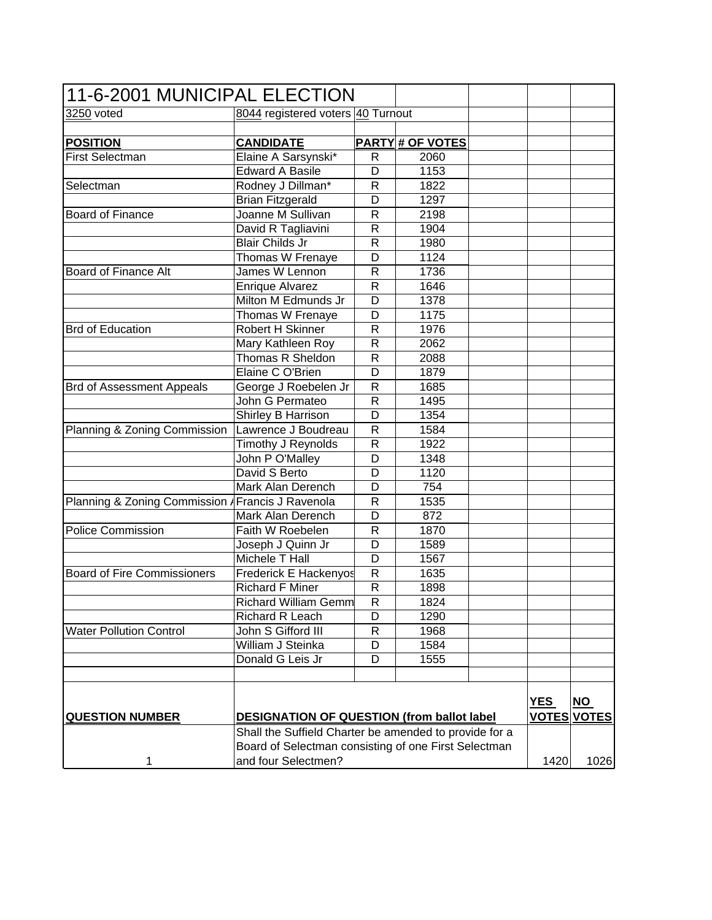# 11-6-2001 MUNICIPAL ELECTION

3250 voted | 8044 registered voters | 40 Turnout

| POSITION | CANDIDATE | PARTY | # OF VOTES |
|---|---|---|---|
| First Selectman | Elaine A Sarsynski* | R | 2060 |
| | Edward A Basile | D | 1153 |
| Selectman | Rodney J Dillman* | R | 1822 |
| | Brian Fitzgerald | D | 1297 |
| Board of Finance | Joanne M Sullivan | R | 2198 |
| | David R Tagliavini | R | 1904 |
| | Blair Childs Jr | R | 1980 |
| | Thomas W Frenaye | D | 1124 |
| Board of Finance Alt | James W Lennon | R | 1736 |
| | Enrique Alvarez | R | 1646 |
| | Milton M Edmunds Jr | D | 1378 |
| | Thomas W Frenaye | D | 1175 |
| Brd of Education | Robert H Skinner | R | 1976 |
| | Mary Kathleen Roy | R | 2062 |
| | Thomas R Sheldon | R | 2088 |
| | Elaine C O'Brien | D | 1879 |
| Brd of Assessment Appeals | George J Roebelen Jr | R | 1685 |
| | John G Permateo | R | 1495 |
| | Shirley B Harrison | D | 1354 |
| Planning & Zoning Commission | Lawrence J Boudreau | R | 1584 |
| | Timothy J Reynolds | R | 1922 |
| | John P O'Malley | D | 1348 |
| | David S Berto | D | 1120 |
| | Mark Alan Derench | D | 754 |
| Planning & Zoning Commission A | Francis J Ravenola | R | 1535 |
| | Mark Alan Derench | D | 872 |
| Police Commission | Faith W Roebelen | R | 1870 |
| | Joseph J Quinn Jr | D | 1589 |
| | Michele T Hall | D | 1567 |
| Board of Fire Commissioners | Frederick E Hackenyos | R | 1635 |
| | Richard F Miner | R | 1898 |
| | Richard William Gemm | R | 1824 |
| | Richard R Leach | D | 1290 |
| Water Pollution Control | John S Gifford III | R | 1968 |
| | William J Steinka | D | 1584 |
| | Donald G Leis Jr | D | 1555 |

| QUESTION NUMBER | DESIGNATION OF QUESTION (from ballot label | YES VOTES | NO VOTES |
|---|---|---|---|
| 1 | Shall the Suffield Charter be amended to provide for a Board of Selectman consisting of one First Selectman and four Selectmen? | 1420 | 1026 |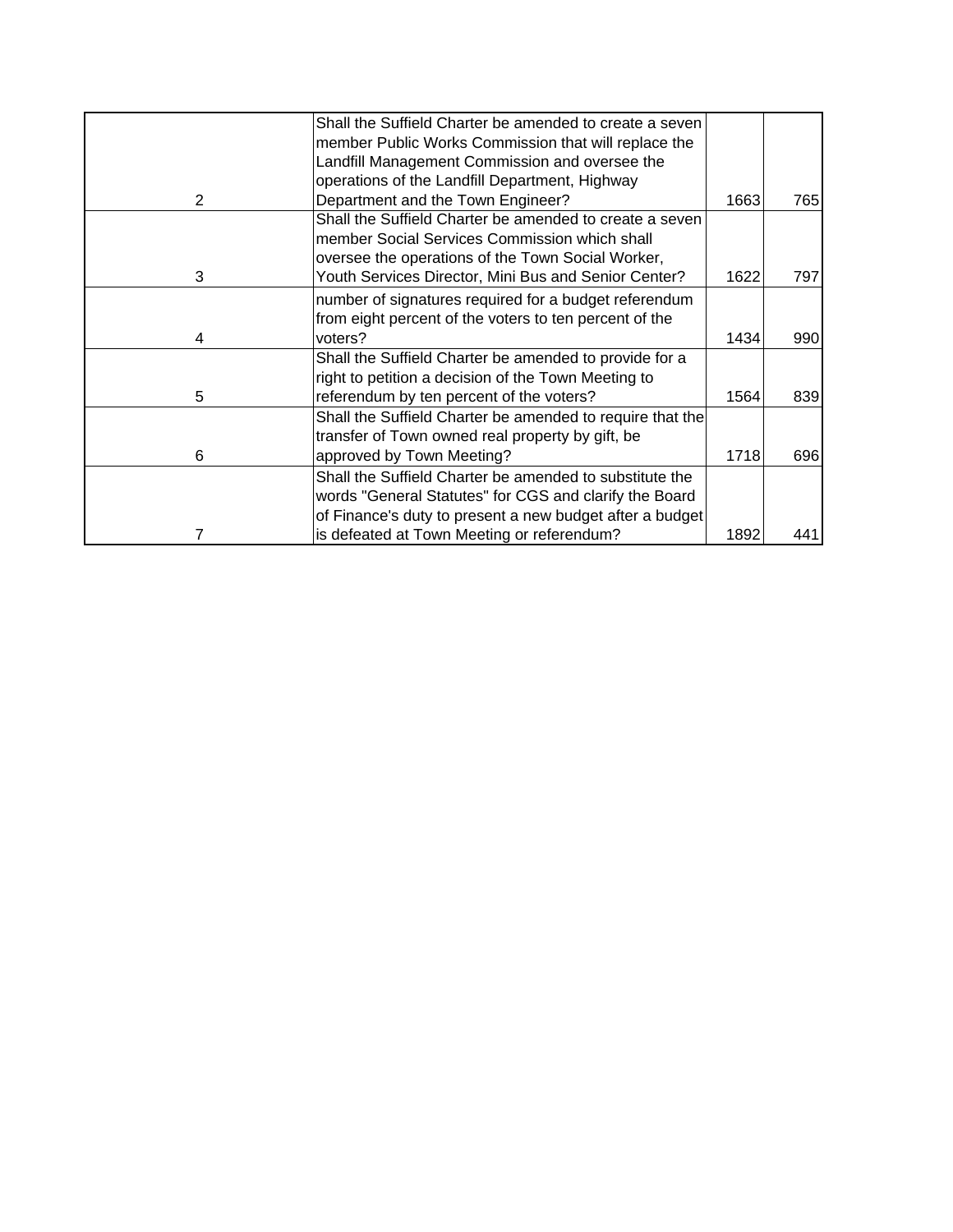| | | | |
|---|---|---|---|
| 2 | Shall the Suffield Charter be amended to create a seven member Public Works Commission that will replace the Landfill Management Commission and oversee the operations of the Landfill Department, Highway Department and the Town Engineer? | 1663 | 765 |
| 3 | Shall the Suffield Charter be amended to create a seven member Social Services Commission which shall oversee the operations of the Town Social Worker, Youth Services Director, Mini Bus and Senior Center? | 1622 | 797 |
| 4 | number of signatures required for a budget referendum from eight percent of the voters to ten percent of the voters? | 1434 | 990 |
| 5 | Shall the Suffield Charter be amended to provide for a right to petition a decision of the Town Meeting to referendum by ten percent of the voters? | 1564 | 839 |
| 6 | Shall the Suffield Charter be amended to require that the transfer of Town owned real property by gift, be approved by Town Meeting? | 1718 | 696 |
| 7 | Shall the Suffield Charter be amended to substitute the words "General Statutes" for CGS and clarify the Board of Finance's duty to present a new budget after a budget is defeated at Town Meeting or referendum? | 1892 | 441 |